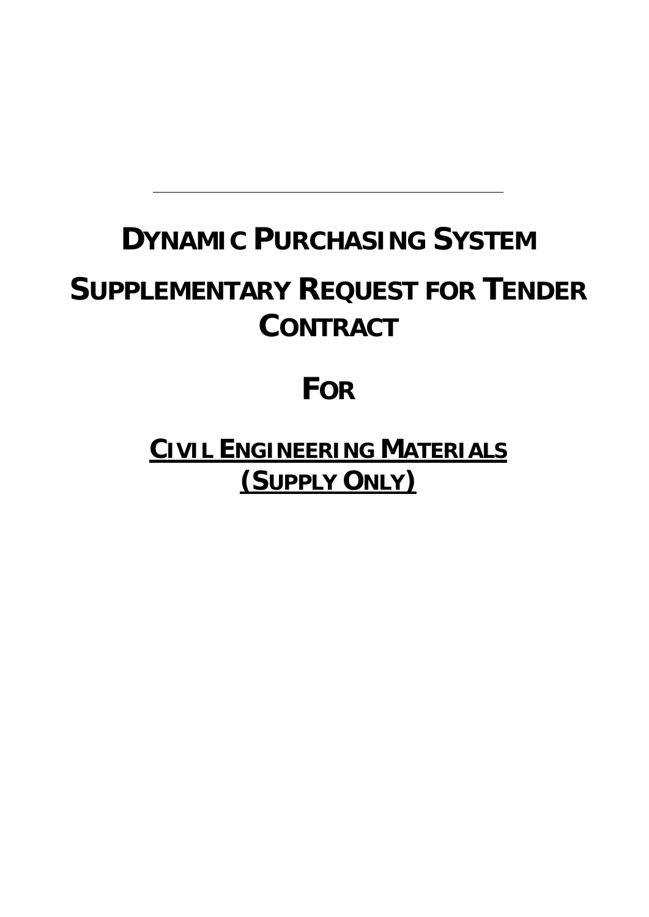---

# DYNAMIC PURCHASING SYSTEM

# SUPPLEMENTARY REQUEST FOR TENDER CONTRACT

# FOR

## CIVIL ENGINEERING MATERIALS (SUPPLY ONLY)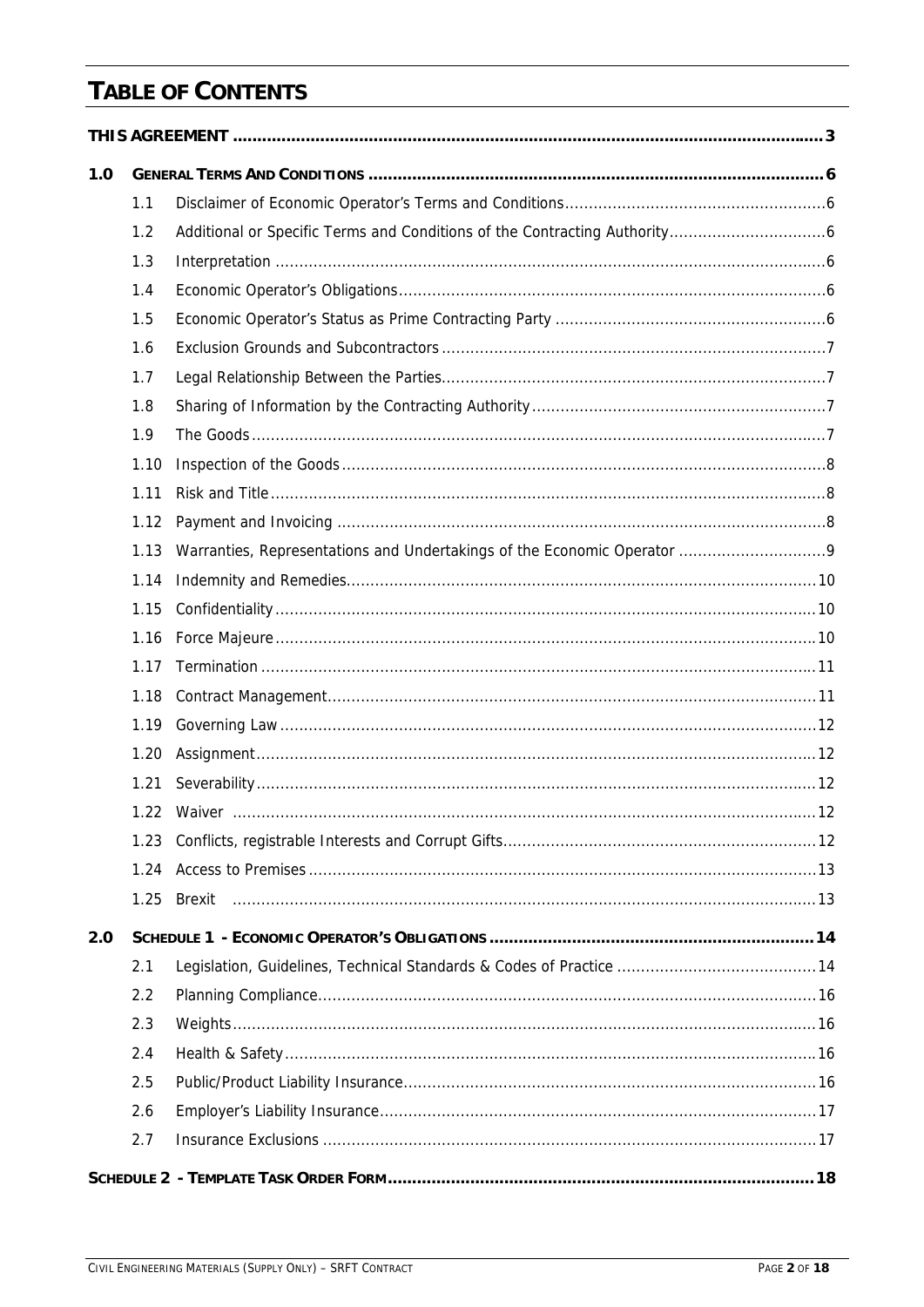# TABLE OF CONTENTS

| | | | |
|---|---|---|---|
| **THIS AGREEMENT** | | | **3** |
| **1.0** | **GENERAL TERMS AND CONDITIONS** | | **6** |
| | 1.1 | Disclaimer of Economic Operator's Terms and Conditions | 6 |
| | 1.2 | Additional or Specific Terms and Conditions of the Contracting Authority | 6 |
| | 1.3 | Interpretation | 6 |
| | 1.4 | Economic Operator's Obligations | 6 |
| | 1.5 | Economic Operator's Status as Prime Contracting Party | 6 |
| | 1.6 | Exclusion Grounds and Subcontractors | 7 |
| | 1.7 | Legal Relationship Between the Parties | 7 |
| | 1.8 | Sharing of Information by the Contracting Authority | 7 |
| | 1.9 | The Goods | 7 |
| | 1.10 | Inspection of the Goods | 8 |
| | 1.11 | Risk and Title | 8 |
| | 1.12 | Payment and Invoicing | 8 |
| | 1.13 | Warranties, Representations and Undertakings of the Economic Operator | 9 |
| | 1.14 | Indemnity and Remedies | 10 |
| | 1.15 | Confidentiality | 10 |
| | 1.16 | Force Majeure | 10 |
| | 1.17 | Termination | 11 |
| | 1.18 | Contract Management | 11 |
| | 1.19 | Governing Law | 12 |
| | 1.20 | Assignment | 12 |
| | 1.21 | Severability | 12 |
| | 1.22 | Waiver | 12 |
| | 1.23 | Conflicts, registrable Interests and Corrupt Gifts | 12 |
| | 1.24 | Access to Premises | 13 |
| | 1.25 | Brexit | 13 |
| **2.0** | **SCHEDULE 1 - ECONOMIC OPERATOR'S OBLIGATIONS** | | **14** |
| | 2.1 | Legislation, Guidelines, Technical Standards & Codes of Practice | 14 |
| | 2.2 | Planning Compliance | 16 |
| | 2.3 | Weights | 16 |
| | 2.4 | Health & Safety | 16 |
| | 2.5 | Public/Product Liability Insurance | 16 |
| | 2.6 | Employer's Liability Insurance | 17 |
| | 2.7 | Insurance Exclusions | 17 |
| **SCHEDULE 2 - TEMPLATE TASK ORDER FORM** | | | **18** |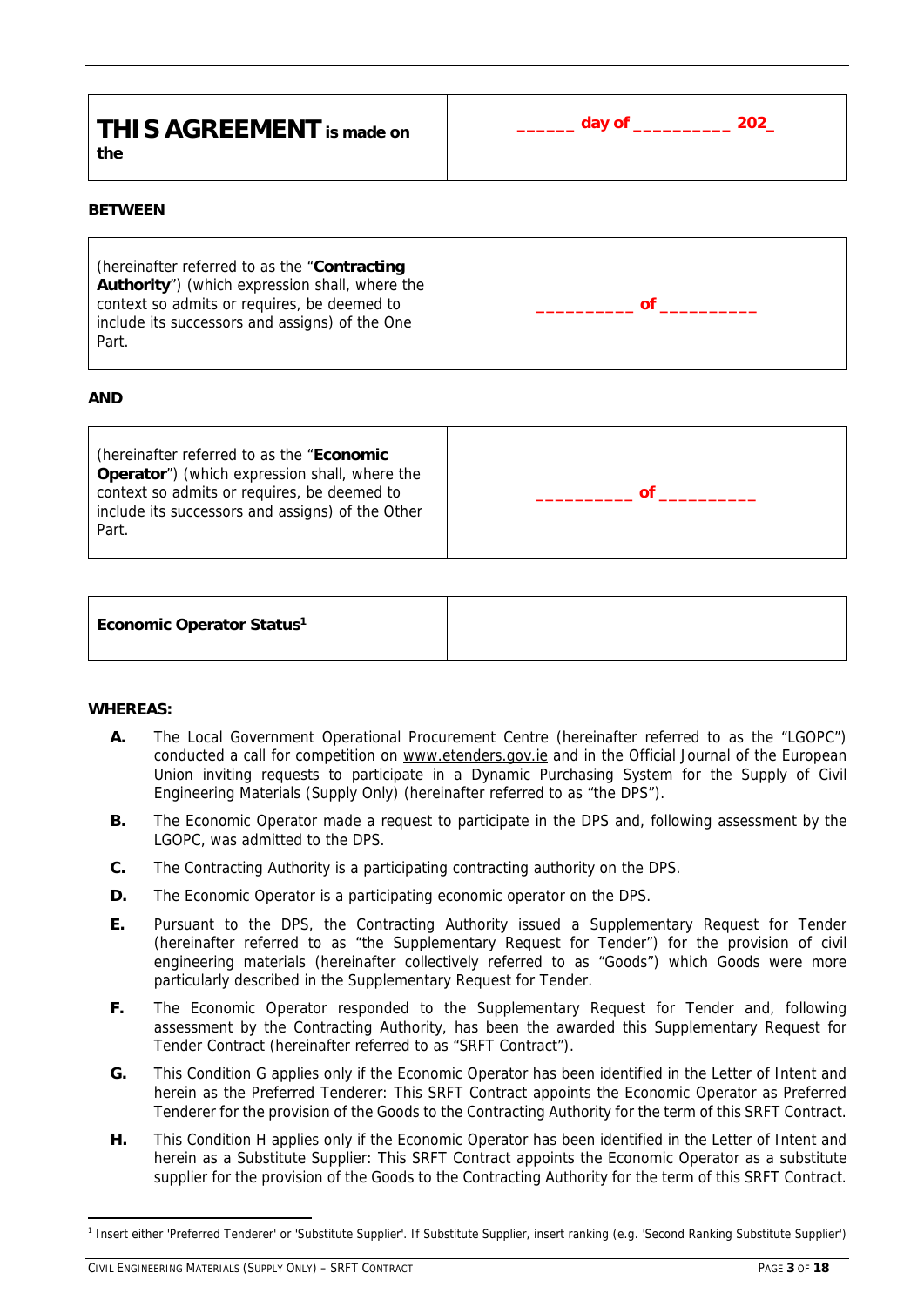| **THIS AGREEMENT** is made on the | ______ day of __________ 202_ |
|---|---|

**BETWEEN**

| (hereinafter referred to as the "**Contracting Authority**") (which expression shall, where the context so admits or requires, be deemed to include its successors and assigns) of the One Part. | __________ of __________ |
|---|---|

**AND**

| (hereinafter referred to as the "**Economic Operator**") (which expression shall, where the context so admits or requires, be deemed to include its successors and assigns) of the Other Part. | __________ of __________ |
|---|---|

| **Economic Operator Status**[1] | |
|---|---|

**WHEREAS:**

**A.** The Local Government Operational Procurement Centre (hereinafter referred to as the "LGOPC") conducted a call for competition on www.etenders.gov.ie and in the Official Journal of the European Union inviting requests to participate in a Dynamic Purchasing System for the Supply of Civil Engineering Materials (Supply Only) (hereinafter referred to as "the DPS").

**B.** The Economic Operator made a request to participate in the DPS and, following assessment by the LGOPC, was admitted to the DPS.

**C.** The Contracting Authority is a participating contracting authority on the DPS.

**D.** The Economic Operator is a participating economic operator on the DPS.

**E.** Pursuant to the DPS, the Contracting Authority issued a Supplementary Request for Tender (hereinafter referred to as "the Supplementary Request for Tender") for the provision of civil engineering materials (hereinafter collectively referred to as "Goods") which Goods were more particularly described in the Supplementary Request for Tender.

**F.** The Economic Operator responded to the Supplementary Request for Tender and, following assessment by the Contracting Authority, has been the awarded this Supplementary Request for Tender Contract (hereinafter referred to as "SRFT Contract").

**G.** This Condition G applies only if the Economic Operator has been identified in the Letter of Intent and herein as the Preferred Tenderer: This SRFT Contract appoints the Economic Operator as Preferred Tenderer for the provision of the Goods to the Contracting Authority for the term of this SRFT Contract.

**H.** This Condition H applies only if the Economic Operator has been identified in the Letter of Intent and herein as a Substitute Supplier: This SRFT Contract appoints the Economic Operator as a substitute supplier for the provision of the Goods to the Contracting Authority for the term of this SRFT Contract.

---

[1] Insert either 'Preferred Tenderer' or 'Substitute Supplier'. If Substitute Supplier, insert ranking (e.g. 'Second Ranking Substitute Supplier')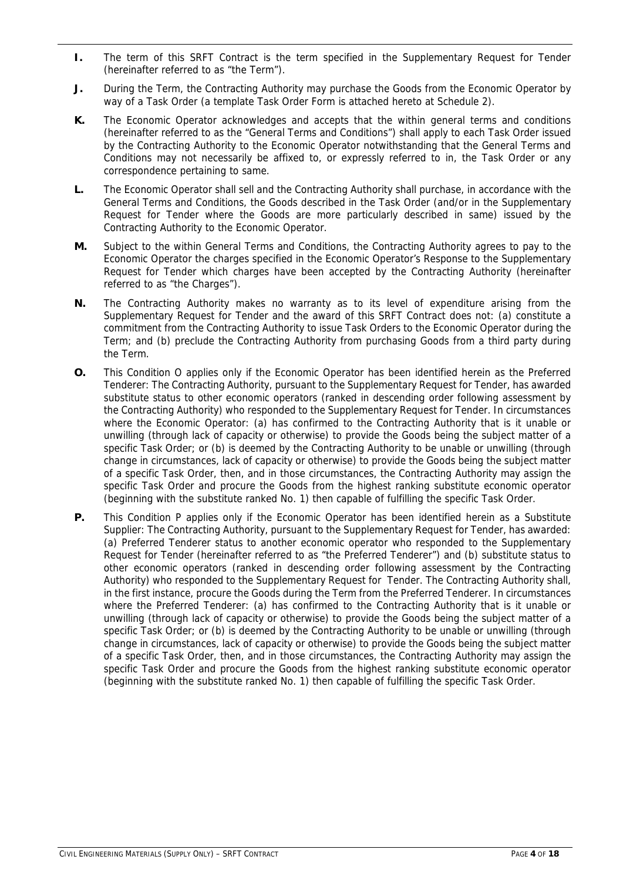**I.** The term of this SRFT Contract is the term specified in the Supplementary Request for Tender (hereinafter referred to as "the Term").

**J.** During the Term, the Contracting Authority may purchase the Goods from the Economic Operator by way of a Task Order (a template Task Order Form is attached hereto at Schedule 2).

**K.** The Economic Operator acknowledges and accepts that the within general terms and conditions (hereinafter referred to as the "General Terms and Conditions") shall apply to each Task Order issued by the Contracting Authority to the Economic Operator notwithstanding that the General Terms and Conditions may not necessarily be affixed to, or expressly referred to in, the Task Order or any correspondence pertaining to same.

**L.** The Economic Operator shall sell and the Contracting Authority shall purchase, in accordance with the General Terms and Conditions, the Goods described in the Task Order (and/or in the Supplementary Request for Tender where the Goods are more particularly described in same) issued by the Contracting Authority to the Economic Operator.

**M.** Subject to the within General Terms and Conditions, the Contracting Authority agrees to pay to the Economic Operator the charges specified in the Economic Operator's Response to the Supplementary Request for Tender which charges have been accepted by the Contracting Authority (hereinafter referred to as "the Charges").

**N.** The Contracting Authority makes no warranty as to its level of expenditure arising from the Supplementary Request for Tender and the award of this SRFT Contract does not: (a) constitute a commitment from the Contracting Authority to issue Task Orders to the Economic Operator during the Term; and (b) preclude the Contracting Authority from purchasing Goods from a third party during the Term.

**O.** This Condition O applies only if the Economic Operator has been identified herein as the Preferred Tenderer: The Contracting Authority, pursuant to the Supplementary Request for Tender, has awarded substitute status to other economic operators (ranked in descending order following assessment by the Contracting Authority) who responded to the Supplementary Request for Tender. In circumstances where the Economic Operator: (a) has confirmed to the Contracting Authority that is it unable or unwilling (through lack of capacity or otherwise) to provide the Goods being the subject matter of a specific Task Order; or (b) is deemed by the Contracting Authority to be unable or unwilling (through change in circumstances, lack of capacity or otherwise) to provide the Goods being the subject matter of a specific Task Order, then, and in those circumstances, the Contracting Authority may assign the specific Task Order and procure the Goods from the highest ranking substitute economic operator (beginning with the substitute ranked No. 1) then capable of fulfilling the specific Task Order.

**P.** This Condition P applies only if the Economic Operator has been identified herein as a Substitute Supplier: The Contracting Authority, pursuant to the Supplementary Request for Tender, has awarded: (a) Preferred Tenderer status to another economic operator who responded to the Supplementary Request for Tender (hereinafter referred to as "the Preferred Tenderer") and (b) substitute status to other economic operators (ranked in descending order following assessment by the Contracting Authority) who responded to the Supplementary Request for Tender. The Contracting Authority shall, in the first instance, procure the Goods during the Term from the Preferred Tenderer. In circumstances where the Preferred Tenderer: (a) has confirmed to the Contracting Authority that is it unable or unwilling (through lack of capacity or otherwise) to provide the Goods being the subject matter of a specific Task Order; or (b) is deemed by the Contracting Authority to be unable or unwilling (through change in circumstances, lack of capacity or otherwise) to provide the Goods being the subject matter of a specific Task Order, then, and in those circumstances, the Contracting Authority may assign the specific Task Order and procure the Goods from the highest ranking substitute economic operator (beginning with the substitute ranked No. 1) then capable of fulfilling the specific Task Order.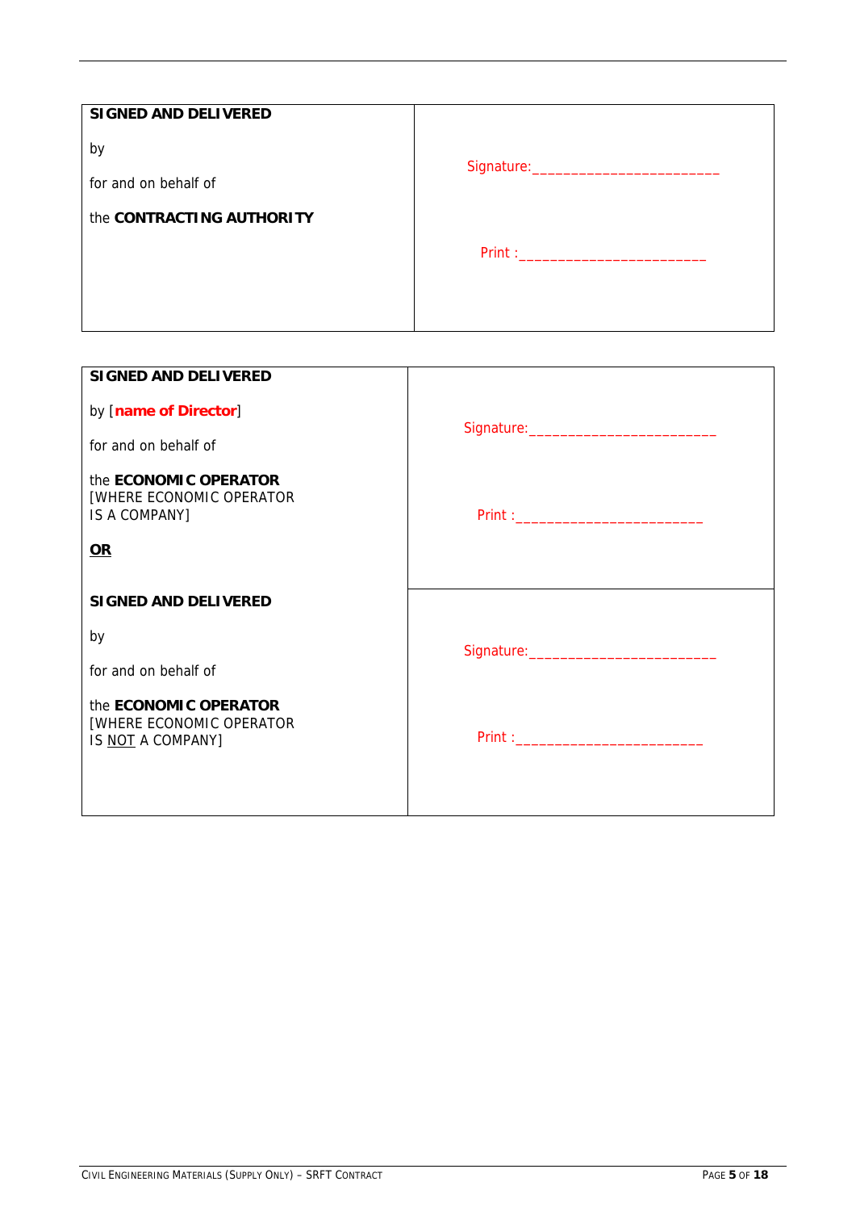| **SIGNED AND DELIVERED**<br><br>by<br><br>for and on behalf of<br><br>the **CONTRACTING AUTHORITY** | Signature:_______________________<br><br>Print :_______________________ |
|---|---|

| **SIGNED AND DELIVERED**<br><br>by [**name of Director**]<br><br>for and on behalf of<br><br>the **ECONOMIC OPERATOR** [WHERE ECONOMIC OPERATOR IS A COMPANY]<br><br>**OR** | Signature:_______________________<br><br>Print :_______________________ |
|---|---|
| **SIGNED AND DELIVERED**<br><br>by<br><br>for and on behalf of<br><br>the **ECONOMIC OPERATOR** [WHERE ECONOMIC OPERATOR IS NOT A COMPANY] | Signature:_______________________<br><br>Print :_______________________ |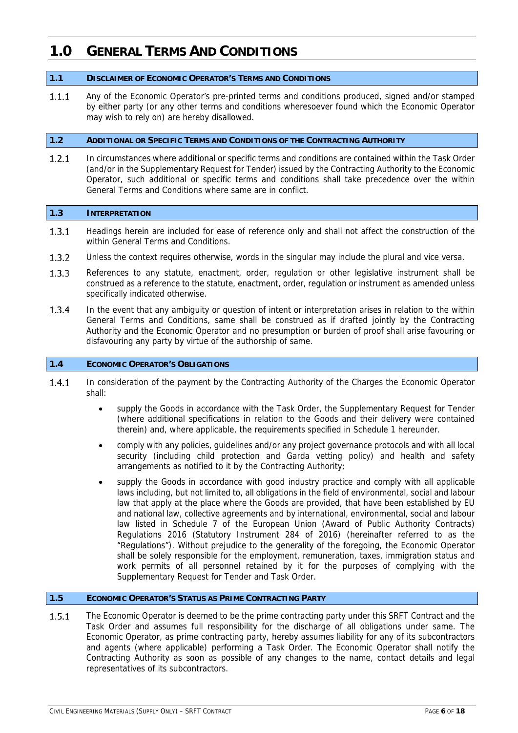# 1.0 General Terms And Conditions

## 1.1 Disclaimer of Economic Operator's Terms and Conditions

1.1.1 Any of the Economic Operator's pre-printed terms and conditions produced, signed and/or stamped by either party (or any other terms and conditions wheresoever found which the Economic Operator may wish to rely on) are hereby disallowed.

## 1.2 Additional or Specific Terms and Conditions of the Contracting Authority

1.2.1 In circumstances where additional or specific terms and conditions are contained within the Task Order (and/or in the Supplementary Request for Tender) issued by the Contracting Authority to the Economic Operator, such additional or specific terms and conditions shall take precedence over the within General Terms and Conditions where same are in conflict.

## 1.3 Interpretation

1.3.1 Headings herein are included for ease of reference only and shall not affect the construction of the within General Terms and Conditions.

1.3.2 Unless the context requires otherwise, words in the singular may include the plural and vice versa.

1.3.3 References to any statute, enactment, order, regulation or other legislative instrument shall be construed as a reference to the statute, enactment, order, regulation or instrument as amended unless specifically indicated otherwise.

1.3.4 In the event that any ambiguity or question of intent or interpretation arises in relation to the within General Terms and Conditions, same shall be construed as if drafted jointly by the Contracting Authority and the Economic Operator and no presumption or burden of proof shall arise favouring or disfavouring any party by virtue of the authorship of same.

## 1.4 Economic Operator's Obligations

1.4.1 In consideration of the payment by the Contracting Authority of the Charges the Economic Operator shall:

- supply the Goods in accordance with the Task Order, the Supplementary Request for Tender (where additional specifications in relation to the Goods and their delivery were contained therein) and, where applicable, the requirements specified in Schedule 1 hereunder.
- comply with any policies, guidelines and/or any project governance protocols and with all local security (including child protection and Garda vetting policy) and health and safety arrangements as notified to it by the Contracting Authority;
- supply the Goods in accordance with good industry practice and comply with all applicable laws including, but not limited to, all obligations in the field of environmental, social and labour law that apply at the place where the Goods are provided, that have been established by EU and national law, collective agreements and by international, environmental, social and labour law listed in Schedule 7 of the European Union (Award of Public Authority Contracts) Regulations 2016 (Statutory Instrument 284 of 2016) (hereinafter referred to as the "Regulations"). Without prejudice to the generality of the foregoing, the Economic Operator shall be solely responsible for the employment, remuneration, taxes, immigration status and work permits of all personnel retained by it for the purposes of complying with the Supplementary Request for Tender and Task Order.

## 1.5 Economic Operator's Status as Prime Contracting Party

1.5.1 The Economic Operator is deemed to be the prime contracting party under this SRFT Contract and the Task Order and assumes full responsibility for the discharge of all obligations under same. The Economic Operator, as prime contracting party, hereby assumes liability for any of its subcontractors and agents (where applicable) performing a Task Order. The Economic Operator shall notify the Contracting Authority as soon as possible of any changes to the name, contact details and legal representatives of its subcontractors.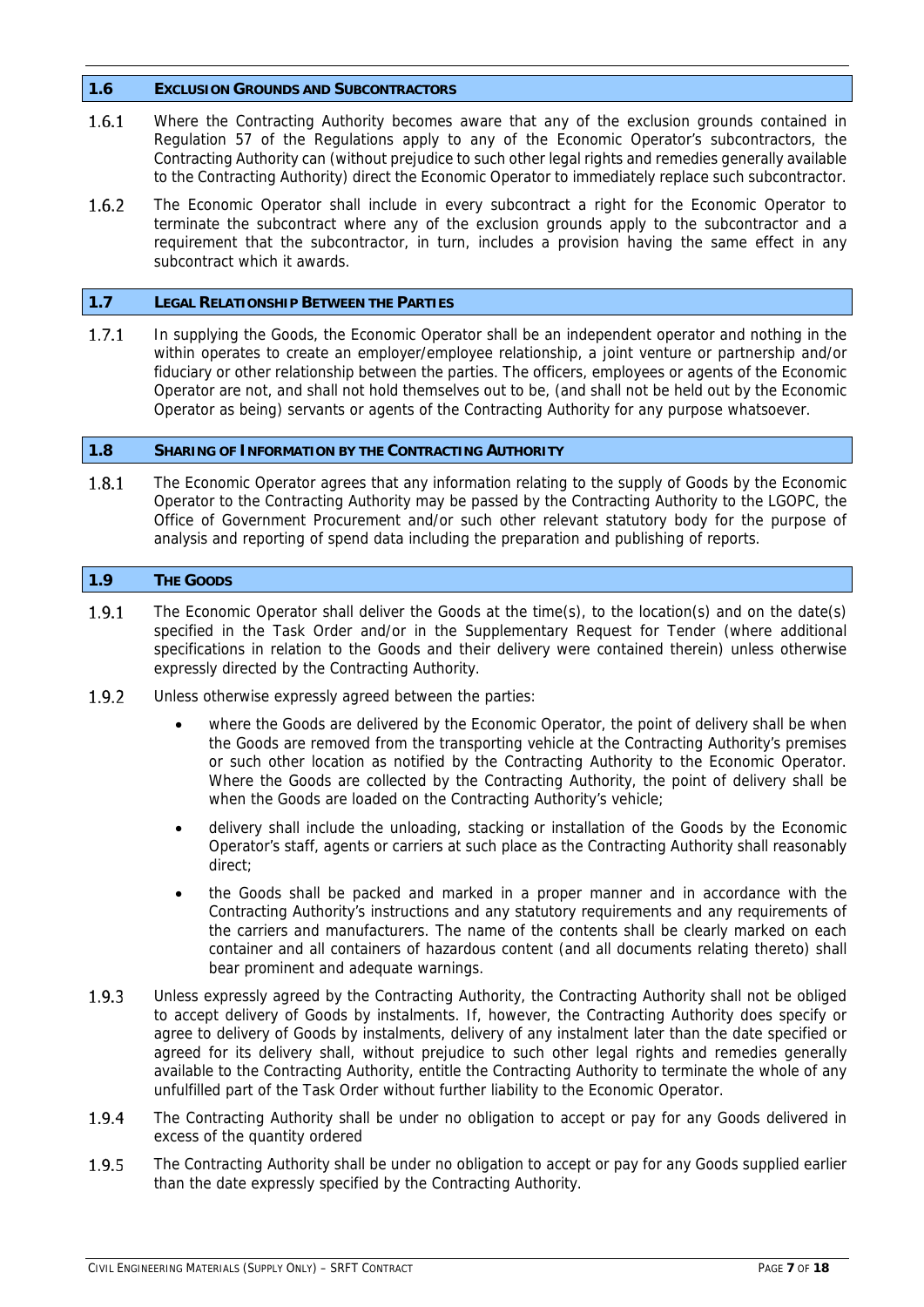## 1.6 EXCLUSION GROUNDS AND SUBCONTRACTORS

1.6.1 Where the Contracting Authority becomes aware that any of the exclusion grounds contained in Regulation 57 of the Regulations apply to any of the Economic Operator's subcontractors, the Contracting Authority can (without prejudice to such other legal rights and remedies generally available to the Contracting Authority) direct the Economic Operator to immediately replace such subcontractor.

1.6.2 The Economic Operator shall include in every subcontract a right for the Economic Operator to terminate the subcontract where any of the exclusion grounds apply to the subcontractor and a requirement that the subcontractor, in turn, includes a provision having the same effect in any subcontract which it awards.

## 1.7 LEGAL RELATIONSHIP BETWEEN THE PARTIES

1.7.1 In supplying the Goods, the Economic Operator shall be an independent operator and nothing in the within operates to create an employer/employee relationship, a joint venture or partnership and/or fiduciary or other relationship between the parties. The officers, employees or agents of the Economic Operator are not, and shall not hold themselves out to be, (and shall not be held out by the Economic Operator as being) servants or agents of the Contracting Authority for any purpose whatsoever.

## 1.8 SHARING OF INFORMATION BY THE CONTRACTING AUTHORITY

1.8.1 The Economic Operator agrees that any information relating to the supply of Goods by the Economic Operator to the Contracting Authority may be passed by the Contracting Authority to the LGOPC, the Office of Government Procurement and/or such other relevant statutory body for the purpose of analysis and reporting of spend data including the preparation and publishing of reports.

## 1.9 THE GOODS

1.9.1 The Economic Operator shall deliver the Goods at the time(s), to the location(s) and on the date(s) specified in the Task Order and/or in the Supplementary Request for Tender (where additional specifications in relation to the Goods and their delivery were contained therein) unless otherwise expressly directed by the Contracting Authority.

1.9.2 Unless otherwise expressly agreed between the parties:

- where the Goods are delivered by the Economic Operator, the point of delivery shall be when the Goods are removed from the transporting vehicle at the Contracting Authority's premises or such other location as notified by the Contracting Authority to the Economic Operator. Where the Goods are collected by the Contracting Authority, the point of delivery shall be when the Goods are loaded on the Contracting Authority's vehicle;
- delivery shall include the unloading, stacking or installation of the Goods by the Economic Operator's staff, agents or carriers at such place as the Contracting Authority shall reasonably direct;
- the Goods shall be packed and marked in a proper manner and in accordance with the Contracting Authority's instructions and any statutory requirements and any requirements of the carriers and manufacturers. The name of the contents shall be clearly marked on each container and all containers of hazardous content (and all documents relating thereto) shall bear prominent and adequate warnings.

1.9.3 Unless expressly agreed by the Contracting Authority, the Contracting Authority shall not be obliged to accept delivery of Goods by instalments. If, however, the Contracting Authority does specify or agree to delivery of Goods by instalments, delivery of any instalment later than the date specified or agreed for its delivery shall, without prejudice to such other legal rights and remedies generally available to the Contracting Authority, entitle the Contracting Authority to terminate the whole of any unfulfilled part of the Task Order without further liability to the Economic Operator.

1.9.4 The Contracting Authority shall be under no obligation to accept or pay for any Goods delivered in excess of the quantity ordered

1.9.5 The Contracting Authority shall be under no obligation to accept or pay for any Goods supplied earlier than the date expressly specified by the Contracting Authority.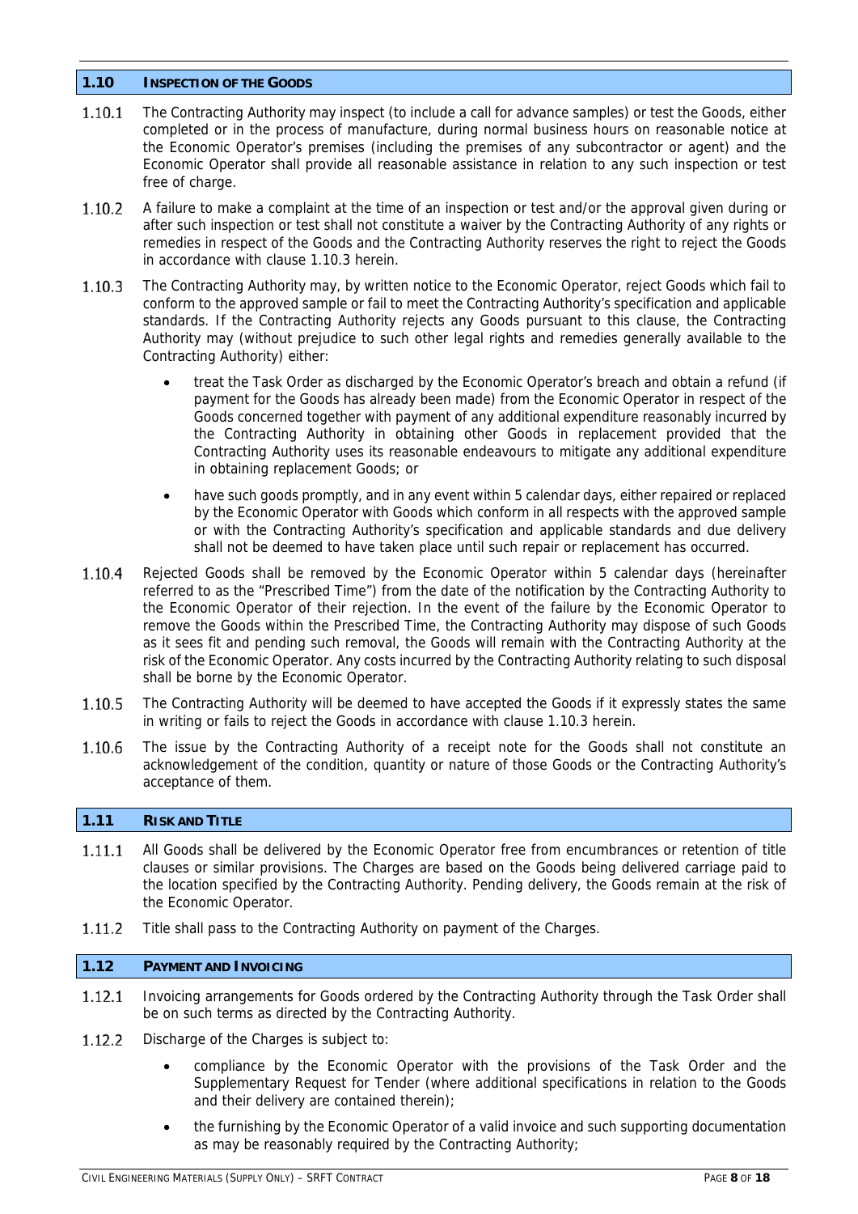## 1.10 INSPECTION OF THE GOODS

1.10.1 The Contracting Authority may inspect (to include a call for advance samples) or test the Goods, either completed or in the process of manufacture, during normal business hours on reasonable notice at the Economic Operator's premises (including the premises of any subcontractor or agent) and the Economic Operator shall provide all reasonable assistance in relation to any such inspection or test free of charge.

1.10.2 A failure to make a complaint at the time of an inspection or test and/or the approval given during or after such inspection or test shall not constitute a waiver by the Contracting Authority of any rights or remedies in respect of the Goods and the Contracting Authority reserves the right to reject the Goods in accordance with clause 1.10.3 herein.

1.10.3 The Contracting Authority may, by written notice to the Economic Operator, reject Goods which fail to conform to the approved sample or fail to meet the Contracting Authority's specification and applicable standards. If the Contracting Authority rejects any Goods pursuant to this clause, the Contracting Authority may (without prejudice to such other legal rights and remedies generally available to the Contracting Authority) either:

- treat the Task Order as discharged by the Economic Operator's breach and obtain a refund (if payment for the Goods has already been made) from the Economic Operator in respect of the Goods concerned together with payment of any additional expenditure reasonably incurred by the Contracting Authority in obtaining other Goods in replacement provided that the Contracting Authority uses its reasonable endeavours to mitigate any additional expenditure in obtaining replacement Goods; or
- have such goods promptly, and in any event within 5 calendar days, either repaired or replaced by the Economic Operator with Goods which conform in all respects with the approved sample or with the Contracting Authority's specification and applicable standards and due delivery shall not be deemed to have taken place until such repair or replacement has occurred.

1.10.4 Rejected Goods shall be removed by the Economic Operator within 5 calendar days (hereinafter referred to as the "Prescribed Time") from the date of the notification by the Contracting Authority to the Economic Operator of their rejection. In the event of the failure by the Economic Operator to remove the Goods within the Prescribed Time, the Contracting Authority may dispose of such Goods as it sees fit and pending such removal, the Goods will remain with the Contracting Authority at the risk of the Economic Operator. Any costs incurred by the Contracting Authority relating to such disposal shall be borne by the Economic Operator.

1.10.5 The Contracting Authority will be deemed to have accepted the Goods if it expressly states the same in writing or fails to reject the Goods in accordance with clause 1.10.3 herein.

1.10.6 The issue by the Contracting Authority of a receipt note for the Goods shall not constitute an acknowledgement of the condition, quantity or nature of those Goods or the Contracting Authority's acceptance of them.

## 1.11 RISK AND TITLE

1.11.1 All Goods shall be delivered by the Economic Operator free from encumbrances or retention of title clauses or similar provisions. The Charges are based on the Goods being delivered carriage paid to the location specified by the Contracting Authority. Pending delivery, the Goods remain at the risk of the Economic Operator.

1.11.2 Title shall pass to the Contracting Authority on payment of the Charges.

## 1.12 PAYMENT AND INVOICING

1.12.1 Invoicing arrangements for Goods ordered by the Contracting Authority through the Task Order shall be on such terms as directed by the Contracting Authority.

1.12.2 Discharge of the Charges is subject to:

- compliance by the Economic Operator with the provisions of the Task Order and the Supplementary Request for Tender (where additional specifications in relation to the Goods and their delivery are contained therein);
- the furnishing by the Economic Operator of a valid invoice and such supporting documentation as may be reasonably required by the Contracting Authority;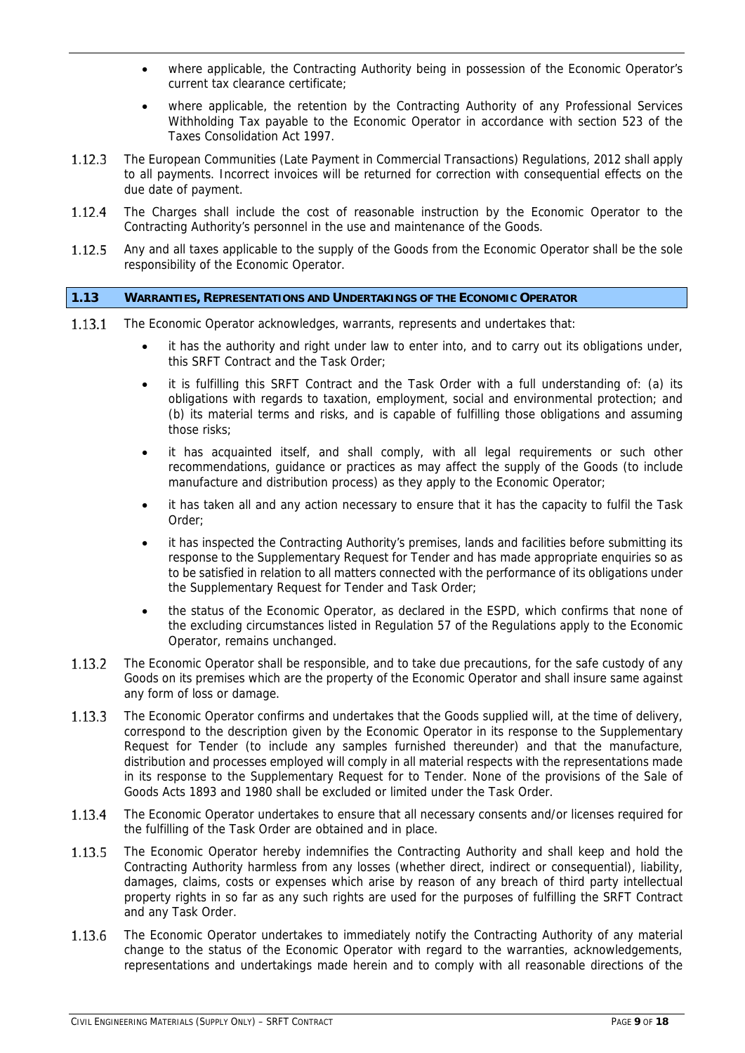- where applicable, the Contracting Authority being in possession of the Economic Operator's current tax clearance certificate;
- where applicable, the retention by the Contracting Authority of any Professional Services Withholding Tax payable to the Economic Operator in accordance with section 523 of the Taxes Consolidation Act 1997.

1.12.3 The European Communities (Late Payment in Commercial Transactions) Regulations, 2012 shall apply to all payments. Incorrect invoices will be returned for correction with consequential effects on the due date of payment.

1.12.4 The Charges shall include the cost of reasonable instruction by the Economic Operator to the Contracting Authority's personnel in the use and maintenance of the Goods.

1.12.5 Any and all taxes applicable to the supply of the Goods from the Economic Operator shall be the sole responsibility of the Economic Operator.

## 1.13 WARRANTIES, REPRESENTATIONS AND UNDERTAKINGS OF THE ECONOMIC OPERATOR

1.13.1 The Economic Operator acknowledges, warrants, represents and undertakes that:

- it has the authority and right under law to enter into, and to carry out its obligations under, this SRFT Contract and the Task Order;
- it is fulfilling this SRFT Contract and the Task Order with a full understanding of: (a) its obligations with regards to taxation, employment, social and environmental protection; and (b) its material terms and risks, and is capable of fulfilling those obligations and assuming those risks;
- it has acquainted itself, and shall comply, with all legal requirements or such other recommendations, guidance or practices as may affect the supply of the Goods (to include manufacture and distribution process) as they apply to the Economic Operator;
- it has taken all and any action necessary to ensure that it has the capacity to fulfil the Task Order;
- it has inspected the Contracting Authority's premises, lands and facilities before submitting its response to the Supplementary Request for Tender and has made appropriate enquiries so as to be satisfied in relation to all matters connected with the performance of its obligations under the Supplementary Request for Tender and Task Order;
- the status of the Economic Operator, as declared in the ESPD, which confirms that none of the excluding circumstances listed in Regulation 57 of the Regulations apply to the Economic Operator, remains unchanged.

1.13.2 The Economic Operator shall be responsible, and to take due precautions, for the safe custody of any Goods on its premises which are the property of the Economic Operator and shall insure same against any form of loss or damage.

1.13.3 The Economic Operator confirms and undertakes that the Goods supplied will, at the time of delivery, correspond to the description given by the Economic Operator in its response to the Supplementary Request for Tender (to include any samples furnished thereunder) and that the manufacture, distribution and processes employed will comply in all material respects with the representations made in its response to the Supplementary Request for to Tender. None of the provisions of the Sale of Goods Acts 1893 and 1980 shall be excluded or limited under the Task Order.

1.13.4 The Economic Operator undertakes to ensure that all necessary consents and/or licenses required for the fulfilling of the Task Order are obtained and in place.

1.13.5 The Economic Operator hereby indemnifies the Contracting Authority and shall keep and hold the Contracting Authority harmless from any losses (whether direct, indirect or consequential), liability, damages, claims, costs or expenses which arise by reason of any breach of third party intellectual property rights in so far as any such rights are used for the purposes of fulfilling the SRFT Contract and any Task Order.

1.13.6 The Economic Operator undertakes to immediately notify the Contracting Authority of any material change to the status of the Economic Operator with regard to the warranties, acknowledgements, representations and undertakings made herein and to comply with all reasonable directions of the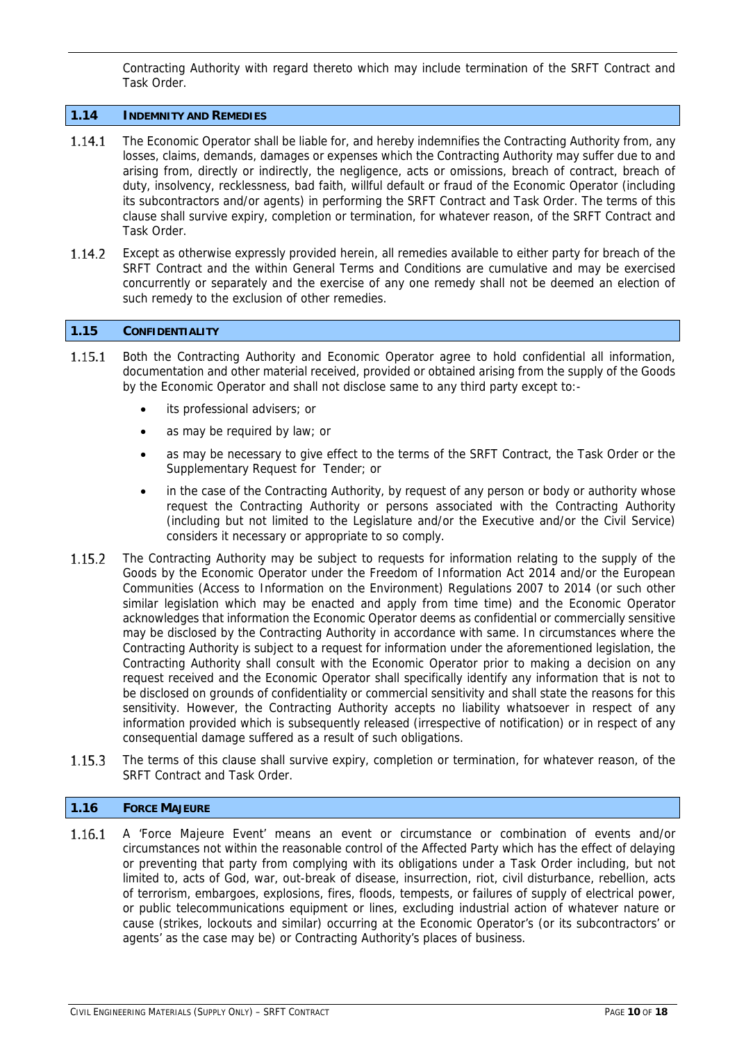Contracting Authority with regard thereto which may include termination of the SRFT Contract and Task Order.

## 1.14 INDEMNITY AND REMEDIES

1.14.1 The Economic Operator shall be liable for, and hereby indemnifies the Contracting Authority from, any losses, claims, demands, damages or expenses which the Contracting Authority may suffer due to and arising from, directly or indirectly, the negligence, acts or omissions, breach of contract, breach of duty, insolvency, recklessness, bad faith, willful default or fraud of the Economic Operator (including its subcontractors and/or agents) in performing the SRFT Contract and Task Order. The terms of this clause shall survive expiry, completion or termination, for whatever reason, of the SRFT Contract and Task Order.

1.14.2 Except as otherwise expressly provided herein, all remedies available to either party for breach of the SRFT Contract and the within General Terms and Conditions are cumulative and may be exercised concurrently or separately and the exercise of any one remedy shall not be deemed an election of such remedy to the exclusion of other remedies.

## 1.15 CONFIDENTIALITY

1.15.1 Both the Contracting Authority and Economic Operator agree to hold confidential all information, documentation and other material received, provided or obtained arising from the supply of the Goods by the Economic Operator and shall not disclose same to any third party except to:-

- its professional advisers; or
- as may be required by law; or
- as may be necessary to give effect to the terms of the SRFT Contract, the Task Order or the Supplementary Request for Tender; or
- in the case of the Contracting Authority, by request of any person or body or authority whose request the Contracting Authority or persons associated with the Contracting Authority (including but not limited to the Legislature and/or the Executive and/or the Civil Service) considers it necessary or appropriate to so comply.

1.15.2 The Contracting Authority may be subject to requests for information relating to the supply of the Goods by the Economic Operator under the Freedom of Information Act 2014 and/or the European Communities (Access to Information on the Environment) Regulations 2007 to 2014 (or such other similar legislation which may be enacted and apply from time time) and the Economic Operator acknowledges that information the Economic Operator deems as confidential or commercially sensitive may be disclosed by the Contracting Authority in accordance with same. In circumstances where the Contracting Authority is subject to a request for information under the aforementioned legislation, the Contracting Authority shall consult with the Economic Operator prior to making a decision on any request received and the Economic Operator shall specifically identify any information that is not to be disclosed on grounds of confidentiality or commercial sensitivity and shall state the reasons for this sensitivity. However, the Contracting Authority accepts no liability whatsoever in respect of any information provided which is subsequently released (irrespective of notification) or in respect of any consequential damage suffered as a result of such obligations.

1.15.3 The terms of this clause shall survive expiry, completion or termination, for whatever reason, of the SRFT Contract and Task Order.

## 1.16 FORCE MAJEURE

1.16.1 A 'Force Majeure Event' means an event or circumstance or combination of events and/or circumstances not within the reasonable control of the Affected Party which has the effect of delaying or preventing that party from complying with its obligations under a Task Order including, but not limited to, acts of God, war, out-break of disease, insurrection, riot, civil disturbance, rebellion, acts of terrorism, embargoes, explosions, fires, floods, tempests, or failures of supply of electrical power, or public telecommunications equipment or lines, excluding industrial action of whatever nature or cause (strikes, lockouts and similar) occurring at the Economic Operator's (or its subcontractors' or agents' as the case may be) or Contracting Authority's places of business.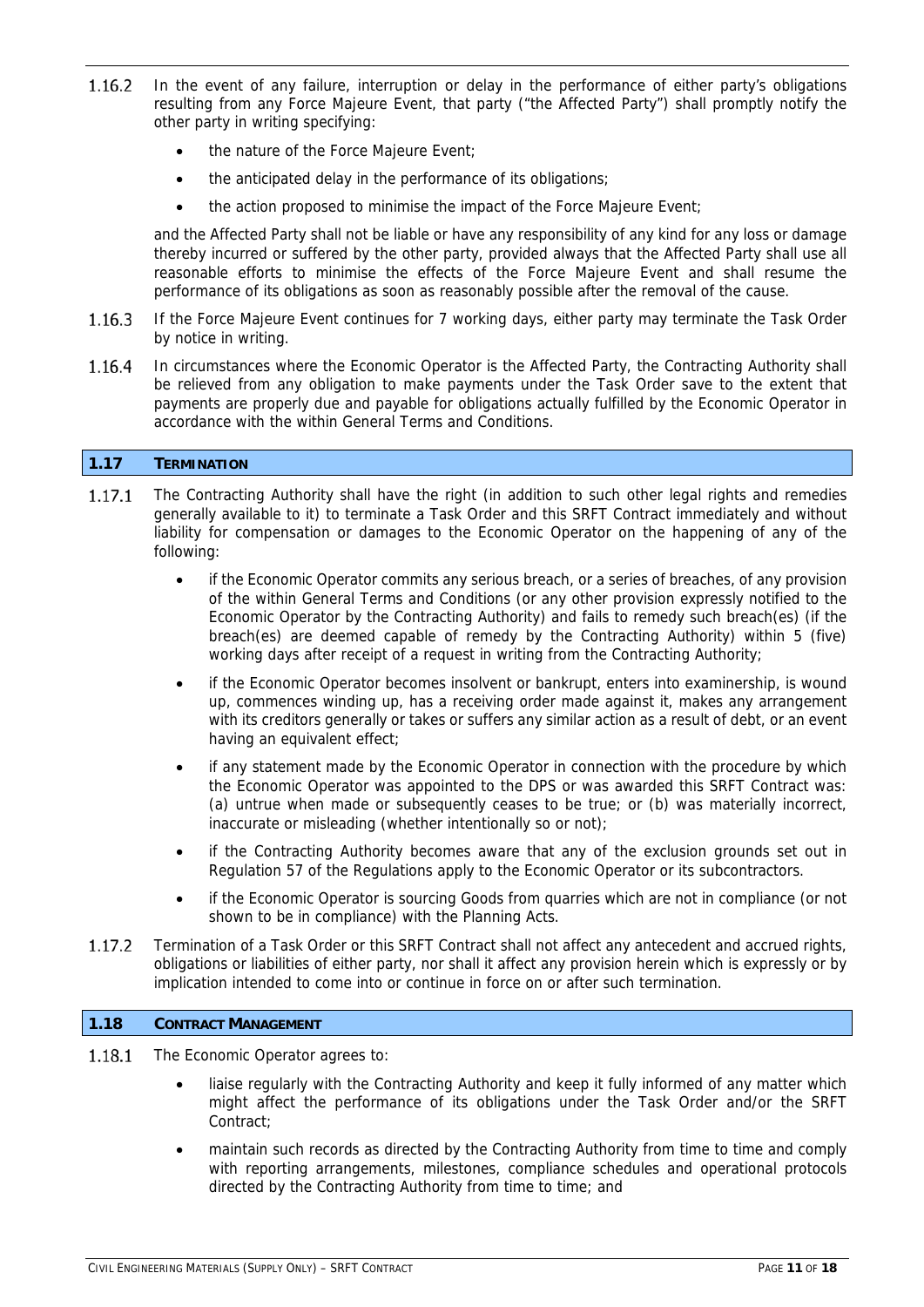1.16.2 In the event of any failure, interruption or delay in the performance of either party's obligations resulting from any Force Majeure Event, that party ("the Affected Party") shall promptly notify the other party in writing specifying:

- the nature of the Force Majeure Event;
- the anticipated delay in the performance of its obligations;
- the action proposed to minimise the impact of the Force Majeure Event;

and the Affected Party shall not be liable or have any responsibility of any kind for any loss or damage thereby incurred or suffered by the other party, provided always that the Affected Party shall use all reasonable efforts to minimise the effects of the Force Majeure Event and shall resume the performance of its obligations as soon as reasonably possible after the removal of the cause.

1.16.3 If the Force Majeure Event continues for 7 working days, either party may terminate the Task Order by notice in writing.

1.16.4 In circumstances where the Economic Operator is the Affected Party, the Contracting Authority shall be relieved from any obligation to make payments under the Task Order save to the extent that payments are properly due and payable for obligations actually fulfilled by the Economic Operator in accordance with the within General Terms and Conditions.

## 1.17 TERMINATION

1.17.1 The Contracting Authority shall have the right (in addition to such other legal rights and remedies generally available to it) to terminate a Task Order and this SRFT Contract immediately and without liability for compensation or damages to the Economic Operator on the happening of any of the following:

- if the Economic Operator commits any serious breach, or a series of breaches, of any provision of the within General Terms and Conditions (or any other provision expressly notified to the Economic Operator by the Contracting Authority) and fails to remedy such breach(es) (if the breach(es) are deemed capable of remedy by the Contracting Authority) within 5 (five) working days after receipt of a request in writing from the Contracting Authority;
- if the Economic Operator becomes insolvent or bankrupt, enters into examinership, is wound up, commences winding up, has a receiving order made against it, makes any arrangement with its creditors generally or takes or suffers any similar action as a result of debt, or an event having an equivalent effect;
- if any statement made by the Economic Operator in connection with the procedure by which the Economic Operator was appointed to the DPS or was awarded this SRFT Contract was: (a) untrue when made or subsequently ceases to be true; or (b) was materially incorrect, inaccurate or misleading (whether intentionally so or not);
- if the Contracting Authority becomes aware that any of the exclusion grounds set out in Regulation 57 of the Regulations apply to the Economic Operator or its subcontractors.
- if the Economic Operator is sourcing Goods from quarries which are not in compliance (or not shown to be in compliance) with the Planning Acts.

1.17.2 Termination of a Task Order or this SRFT Contract shall not affect any antecedent and accrued rights, obligations or liabilities of either party, nor shall it affect any provision herein which is expressly or by implication intended to come into or continue in force on or after such termination.

## 1.18 CONTRACT MANAGEMENT

1.18.1 The Economic Operator agrees to:

- liaise regularly with the Contracting Authority and keep it fully informed of any matter which might affect the performance of its obligations under the Task Order and/or the SRFT Contract;
- maintain such records as directed by the Contracting Authority from time to time and comply with reporting arrangements, milestones, compliance schedules and operational protocols directed by the Contracting Authority from time to time; and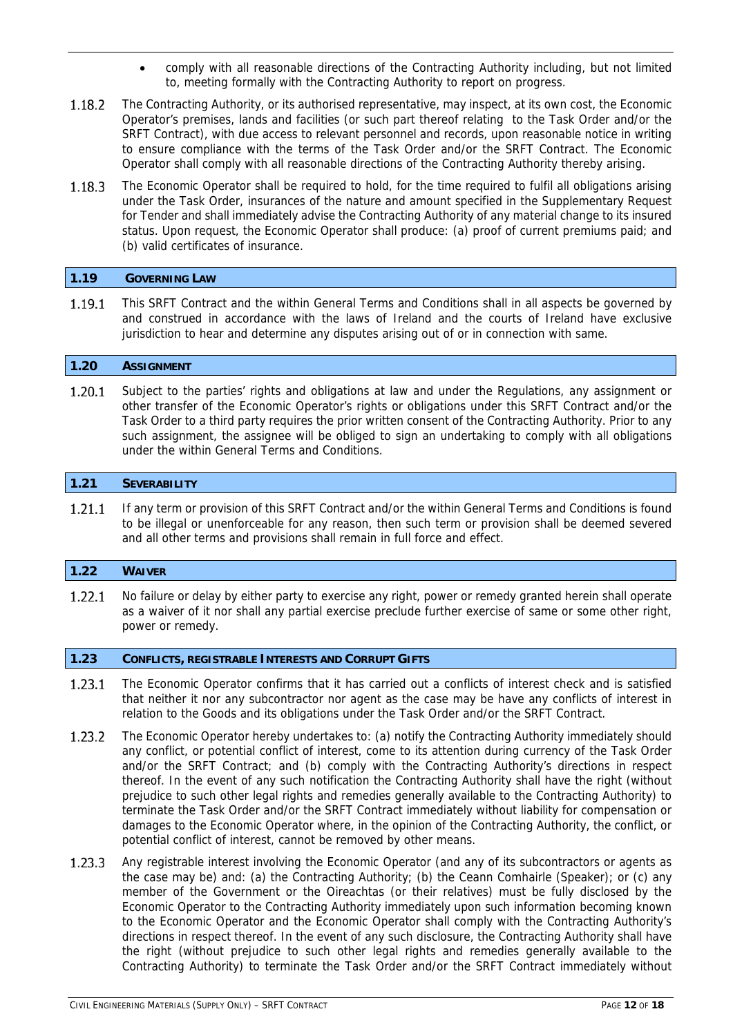- comply with all reasonable directions of the Contracting Authority including, but not limited to, meeting formally with the Contracting Authority to report on progress.

1.18.2 The Contracting Authority, or its authorised representative, may inspect, at its own cost, the Economic Operator's premises, lands and facilities (or such part thereof relating to the Task Order and/or the SRFT Contract), with due access to relevant personnel and records, upon reasonable notice in writing to ensure compliance with the terms of the Task Order and/or the SRFT Contract. The Economic Operator shall comply with all reasonable directions of the Contracting Authority thereby arising.

1.18.3 The Economic Operator shall be required to hold, for the time required to fulfil all obligations arising under the Task Order, insurances of the nature and amount specified in the Supplementary Request for Tender and shall immediately advise the Contracting Authority of any material change to its insured status. Upon request, the Economic Operator shall produce: (a) proof of current premiums paid; and (b) valid certificates of insurance.

## 1.19 GOVERNING LAW

1.19.1 This SRFT Contract and the within General Terms and Conditions shall in all aspects be governed by and construed in accordance with the laws of Ireland and the courts of Ireland have exclusive jurisdiction to hear and determine any disputes arising out of or in connection with same.

## 1.20 ASSIGNMENT

1.20.1 Subject to the parties' rights and obligations at law and under the Regulations, any assignment or other transfer of the Economic Operator's rights or obligations under this SRFT Contract and/or the Task Order to a third party requires the prior written consent of the Contracting Authority. Prior to any such assignment, the assignee will be obliged to sign an undertaking to comply with all obligations under the within General Terms and Conditions.

## 1.21 SEVERABILITY

1.21.1 If any term or provision of this SRFT Contract and/or the within General Terms and Conditions is found to be illegal or unenforceable for any reason, then such term or provision shall be deemed severed and all other terms and provisions shall remain in full force and effect.

## 1.22 WAIVER

1.22.1 No failure or delay by either party to exercise any right, power or remedy granted herein shall operate as a waiver of it nor shall any partial exercise preclude further exercise of same or some other right, power or remedy.

## 1.23 CONFLICTS, REGISTRABLE INTERESTS AND CORRUPT GIFTS

1.23.1 The Economic Operator confirms that it has carried out a conflicts of interest check and is satisfied that neither it nor any subcontractor nor agent as the case may be have any conflicts of interest in relation to the Goods and its obligations under the Task Order and/or the SRFT Contract.

1.23.2 The Economic Operator hereby undertakes to: (a) notify the Contracting Authority immediately should any conflict, or potential conflict of interest, come to its attention during currency of the Task Order and/or the SRFT Contract; and (b) comply with the Contracting Authority's directions in respect thereof. In the event of any such notification the Contracting Authority shall have the right (without prejudice to such other legal rights and remedies generally available to the Contracting Authority) to terminate the Task Order and/or the SRFT Contract immediately without liability for compensation or damages to the Economic Operator where, in the opinion of the Contracting Authority, the conflict, or potential conflict of interest, cannot be removed by other means.

1.23.3 Any registrable interest involving the Economic Operator (and any of its subcontractors or agents as the case may be) and: (a) the Contracting Authority; (b) the Ceann Comhairle (Speaker); or (c) any member of the Government or the Oireachtas (or their relatives) must be fully disclosed by the Economic Operator to the Contracting Authority immediately upon such information becoming known to the Economic Operator and the Economic Operator shall comply with the Contracting Authority's directions in respect thereof. In the event of any such disclosure, the Contracting Authority shall have the right (without prejudice to such other legal rights and remedies generally available to the Contracting Authority) to terminate the Task Order and/or the SRFT Contract immediately without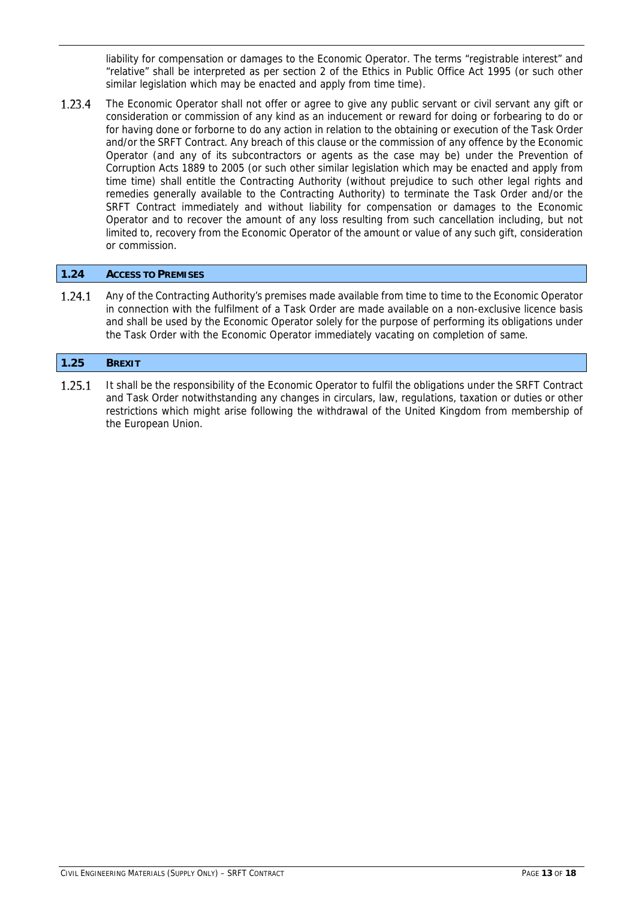liability for compensation or damages to the Economic Operator. The terms "registrable interest" and "relative" shall be interpreted as per section 2 of the Ethics in Public Office Act 1995 (or such other similar legislation which may be enacted and apply from time time).

1.23.4 The Economic Operator shall not offer or agree to give any public servant or civil servant any gift or consideration or commission of any kind as an inducement or reward for doing or forbearing to do or for having done or forborne to do any action in relation to the obtaining or execution of the Task Order and/or the SRFT Contract. Any breach of this clause or the commission of any offence by the Economic Operator (and any of its subcontractors or agents as the case may be) under the Prevention of Corruption Acts 1889 to 2005 (or such other similar legislation which may be enacted and apply from time time) shall entitle the Contracting Authority (without prejudice to such other legal rights and remedies generally available to the Contracting Authority) to terminate the Task Order and/or the SRFT Contract immediately and without liability for compensation or damages to the Economic Operator and to recover the amount of any loss resulting from such cancellation including, but not limited to, recovery from the Economic Operator of the amount or value of any such gift, consideration or commission.

## 1.24 ACCESS TO PREMISES

1.24.1 Any of the Contracting Authority's premises made available from time to time to the Economic Operator in connection with the fulfilment of a Task Order are made available on a non-exclusive licence basis and shall be used by the Economic Operator solely for the purpose of performing its obligations under the Task Order with the Economic Operator immediately vacating on completion of same.

## 1.25 BREXIT

1.25.1 It shall be the responsibility of the Economic Operator to fulfil the obligations under the SRFT Contract and Task Order notwithstanding any changes in circulars, law, regulations, taxation or duties or other restrictions which might arise following the withdrawal of the United Kingdom from membership of the European Union.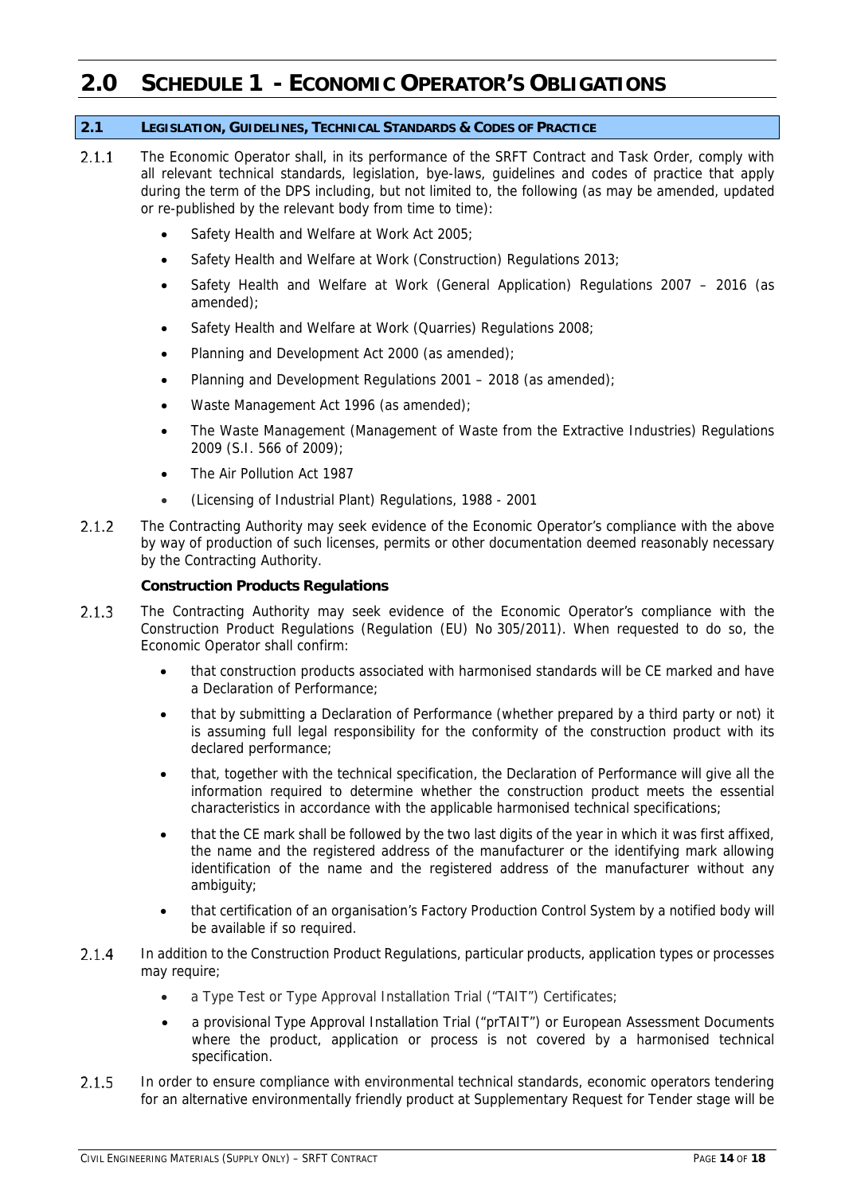# 2.0 SCHEDULE 1 - ECONOMIC OPERATOR'S OBLIGATIONS

## 2.1 LEGISLATION, GUIDELINES, TECHNICAL STANDARDS & CODES OF PRACTICE

2.1.1 The Economic Operator shall, in its performance of the SRFT Contract and Task Order, comply with all relevant technical standards, legislation, bye-laws, guidelines and codes of practice that apply during the term of the DPS including, but not limited to, the following (as may be amended, updated or re-published by the relevant body from time to time):

- Safety Health and Welfare at Work Act 2005;
- Safety Health and Welfare at Work (Construction) Regulations 2013;
- Safety Health and Welfare at Work (General Application) Regulations 2007 – 2016 (as amended);
- Safety Health and Welfare at Work (Quarries) Regulations 2008;
- Planning and Development Act 2000 (as amended);
- Planning and Development Regulations 2001 – 2018 (as amended);
- Waste Management Act 1996 (as amended);
- The Waste Management (Management of Waste from the Extractive Industries) Regulations 2009 (S.I. 566 of 2009);
- The Air Pollution Act 1987
- (Licensing of Industrial Plant) Regulations, 1988 - 2001

2.1.2 The Contracting Authority may seek evidence of the Economic Operator's compliance with the above by way of production of such licenses, permits or other documentation deemed reasonably necessary by the Contracting Authority.

**Construction Products Regulations**

2.1.3 The Contracting Authority may seek evidence of the Economic Operator's compliance with the Construction Product Regulations (Regulation (EU) No 305/2011). When requested to do so, the Economic Operator shall confirm:

- that construction products associated with harmonised standards will be CE marked and have a Declaration of Performance;
- that by submitting a Declaration of Performance (whether prepared by a third party or not) it is assuming full legal responsibility for the conformity of the construction product with its declared performance;
- that, together with the technical specification, the Declaration of Performance will give all the information required to determine whether the construction product meets the essential characteristics in accordance with the applicable harmonised technical specifications;
- that the CE mark shall be followed by the two last digits of the year in which it was first affixed, the name and the registered address of the manufacturer or the identifying mark allowing identification of the name and the registered address of the manufacturer without any ambiguity;
- that certification of an organisation's Factory Production Control System by a notified body will be available if so required.

2.1.4 In addition to the Construction Product Regulations, particular products, application types or processes may require;

- a Type Test or Type Approval Installation Trial ("TAIT") Certificates;
- a provisional Type Approval Installation Trial ("prTAIT") or European Assessment Documents where the product, application or process is not covered by a harmonised technical specification.

2.1.5 In order to ensure compliance with environmental technical standards, economic operators tendering for an alternative environmentally friendly product at Supplementary Request for Tender stage will be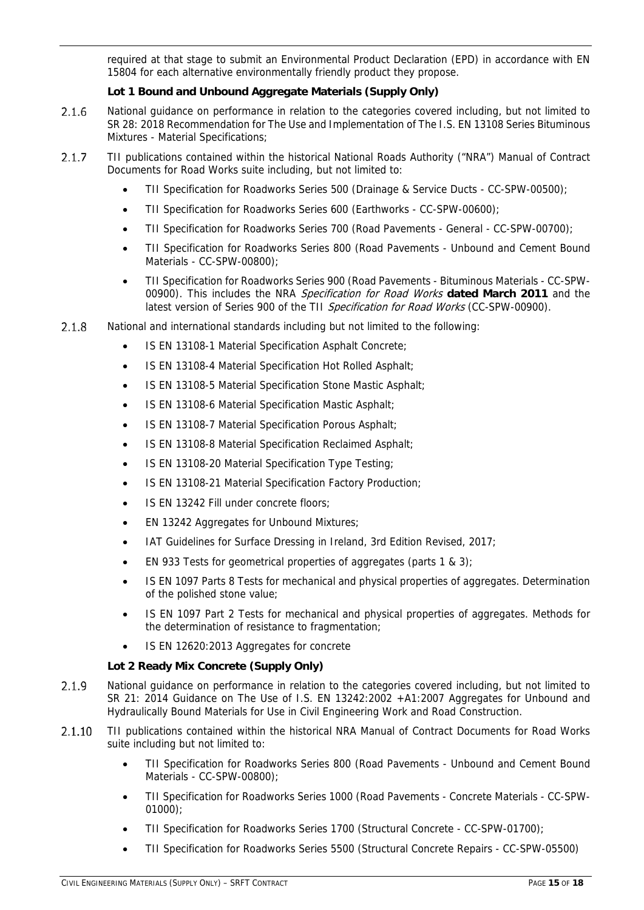required at that stage to submit an Environmental Product Declaration (EPD) in accordance with EN 15804 for each alternative environmentally friendly product they propose.

**Lot 1 Bound and Unbound Aggregate Materials (Supply Only)**

2.1.6 National guidance on performance in relation to the categories covered including, but not limited to SR 28: 2018 Recommendation for The Use and Implementation of The I.S. EN 13108 Series Bituminous Mixtures - Material Specifications;

2.1.7 TII publications contained within the historical National Roads Authority ("NRA") Manual of Contract Documents for Road Works suite including, but not limited to:

- TII Specification for Roadworks Series 500 (Drainage & Service Ducts - CC-SPW-00500);
- TII Specification for Roadworks Series 600 (Earthworks - CC-SPW-00600);
- TII Specification for Roadworks Series 700 (Road Pavements - General - CC-SPW-00700);
- TII Specification for Roadworks Series 800 (Road Pavements - Unbound and Cement Bound Materials - CC-SPW-00800);
- TII Specification for Roadworks Series 900 (Road Pavements - Bituminous Materials - CC-SPW-00900). This includes the NRA *Specification for Road Works* **dated March 2011** and the latest version of Series 900 of the TII *Specification for Road Works* (CC-SPW-00900).

2.1.8 National and international standards including but not limited to the following:

- IS EN 13108-1 Material Specification Asphalt Concrete;
- IS EN 13108-4 Material Specification Hot Rolled Asphalt;
- IS EN 13108-5 Material Specification Stone Mastic Asphalt;
- IS EN 13108-6 Material Specification Mastic Asphalt;
- IS EN 13108-7 Material Specification Porous Asphalt;
- IS EN 13108-8 Material Specification Reclaimed Asphalt;
- IS EN 13108-20 Material Specification Type Testing;
- IS EN 13108-21 Material Specification Factory Production;
- IS EN 13242 Fill under concrete floors;
- EN 13242 Aggregates for Unbound Mixtures;
- IAT Guidelines for Surface Dressing in Ireland, 3rd Edition Revised, 2017;
- EN 933 Tests for geometrical properties of aggregates (parts 1 & 3);
- IS EN 1097 Parts 8 Tests for mechanical and physical properties of aggregates. Determination of the polished stone value;
- IS EN 1097 Part 2 Tests for mechanical and physical properties of aggregates. Methods for the determination of resistance to fragmentation;
- IS EN 12620:2013 Aggregates for concrete

**Lot 2 Ready Mix Concrete (Supply Only)**

2.1.9 National guidance on performance in relation to the categories covered including, but not limited to SR 21: 2014 Guidance on The Use of I.S. EN 13242:2002 +A1:2007 Aggregates for Unbound and Hydraulically Bound Materials for Use in Civil Engineering Work and Road Construction.

2.1.10 TII publications contained within the historical NRA Manual of Contract Documents for Road Works suite including but not limited to:

- TII Specification for Roadworks Series 800 (Road Pavements - Unbound and Cement Bound Materials - CC-SPW-00800);
- TII Specification for Roadworks Series 1000 (Road Pavements - Concrete Materials - CC-SPW-01000);
- TII Specification for Roadworks Series 1700 (Structural Concrete - CC-SPW-01700);
- TII Specification for Roadworks Series 5500 (Structural Concrete Repairs - CC-SPW-05500)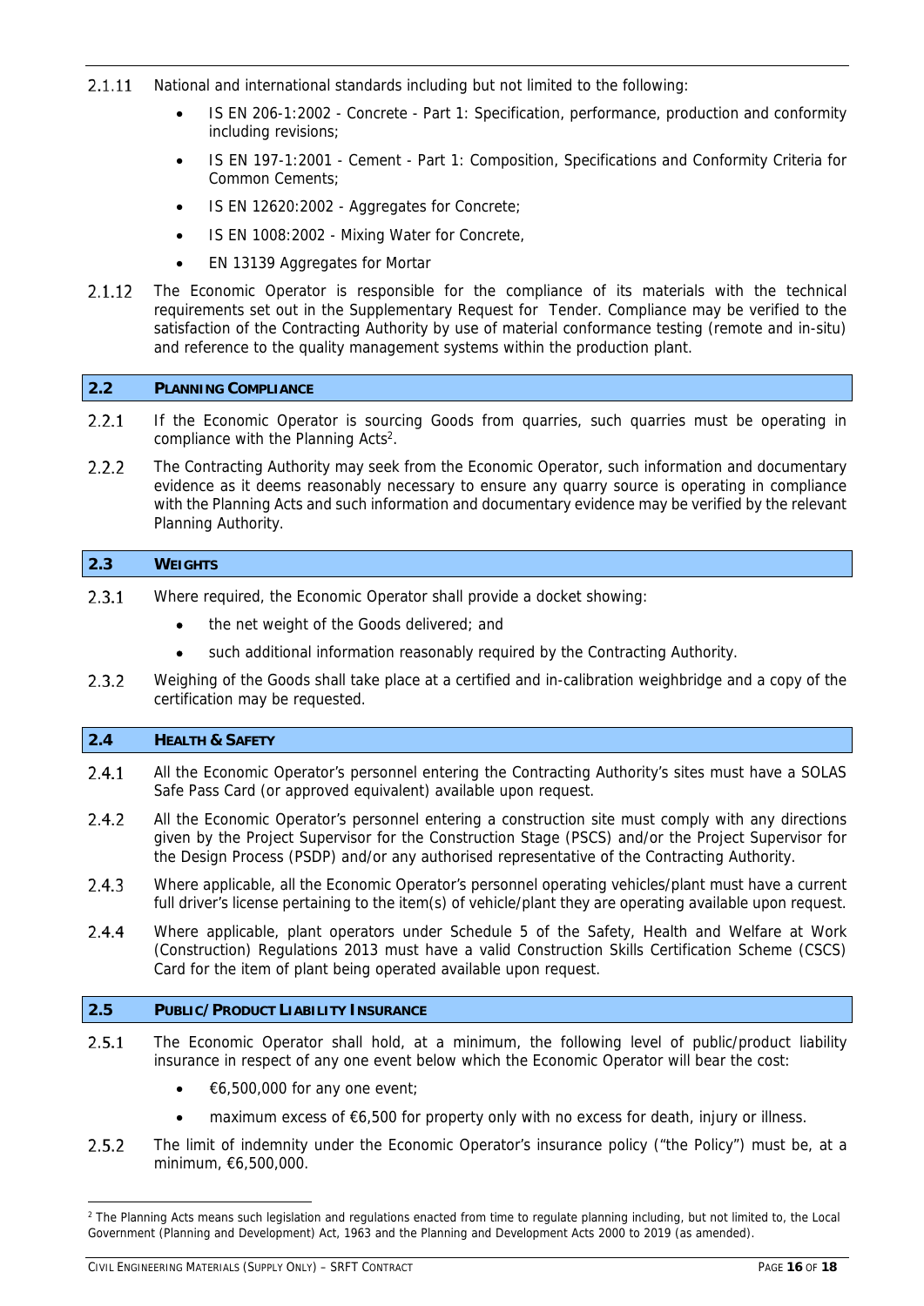2.1.11 National and international standards including but not limited to the following:

- IS EN 206-1:2002 - Concrete - Part 1: Specification, performance, production and conformity including revisions;
- IS EN 197-1:2001 - Cement - Part 1: Composition, Specifications and Conformity Criteria for Common Cements;
- IS EN 12620:2002 - Aggregates for Concrete;
- IS EN 1008:2002 - Mixing Water for Concrete,
- EN 13139 Aggregates for Mortar

2.1.12 The Economic Operator is responsible for the compliance of its materials with the technical requirements set out in the Supplementary Request for Tender. Compliance may be verified to the satisfaction of the Contracting Authority by use of material conformance testing (remote and in-situ) and reference to the quality management systems within the production plant.

## 2.2 PLANNING COMPLIANCE

2.2.1 If the Economic Operator is sourcing Goods from quarries, such quarries must be operating in compliance with the Planning Acts[2].

2.2.2 The Contracting Authority may seek from the Economic Operator, such information and documentary evidence as it deems reasonably necessary to ensure any quarry source is operating in compliance with the Planning Acts and such information and documentary evidence may be verified by the relevant Planning Authority.

## 2.3 WEIGHTS

2.3.1 Where required, the Economic Operator shall provide a docket showing:

- the net weight of the Goods delivered; and
- such additional information reasonably required by the Contracting Authority.

2.3.2 Weighing of the Goods shall take place at a certified and in-calibration weighbridge and a copy of the certification may be requested.

## 2.4 HEALTH & SAFETY

2.4.1 All the Economic Operator's personnel entering the Contracting Authority's sites must have a SOLAS Safe Pass Card (or approved equivalent) available upon request.

2.4.2 All the Economic Operator's personnel entering a construction site must comply with any directions given by the Project Supervisor for the Construction Stage (PSCS) and/or the Project Supervisor for the Design Process (PSDP) and/or any authorised representative of the Contracting Authority.

2.4.3 Where applicable, all the Economic Operator's personnel operating vehicles/plant must have a current full driver's license pertaining to the item(s) of vehicle/plant they are operating available upon request.

2.4.4 Where applicable, plant operators under Schedule 5 of the Safety, Health and Welfare at Work (Construction) Regulations 2013 must have a valid Construction Skills Certification Scheme (CSCS) Card for the item of plant being operated available upon request.

## 2.5 PUBLIC/PRODUCT LIABILITY INSURANCE

2.5.1 The Economic Operator shall hold, at a minimum, the following level of public/product liability insurance in respect of any one event below which the Economic Operator will bear the cost:

- €6,500,000 for any one event;
- maximum excess of €6,500 for property only with no excess for death, injury or illness.

2.5.2 The limit of indemnity under the Economic Operator's insurance policy ("the Policy") must be, at a minimum, €6,500,000.

---

[2] The Planning Acts means such legislation and regulations enacted from time to regulate planning including, but not limited to, the Local Government (Planning and Development) Act, 1963 and the Planning and Development Acts 2000 to 2019 (as amended).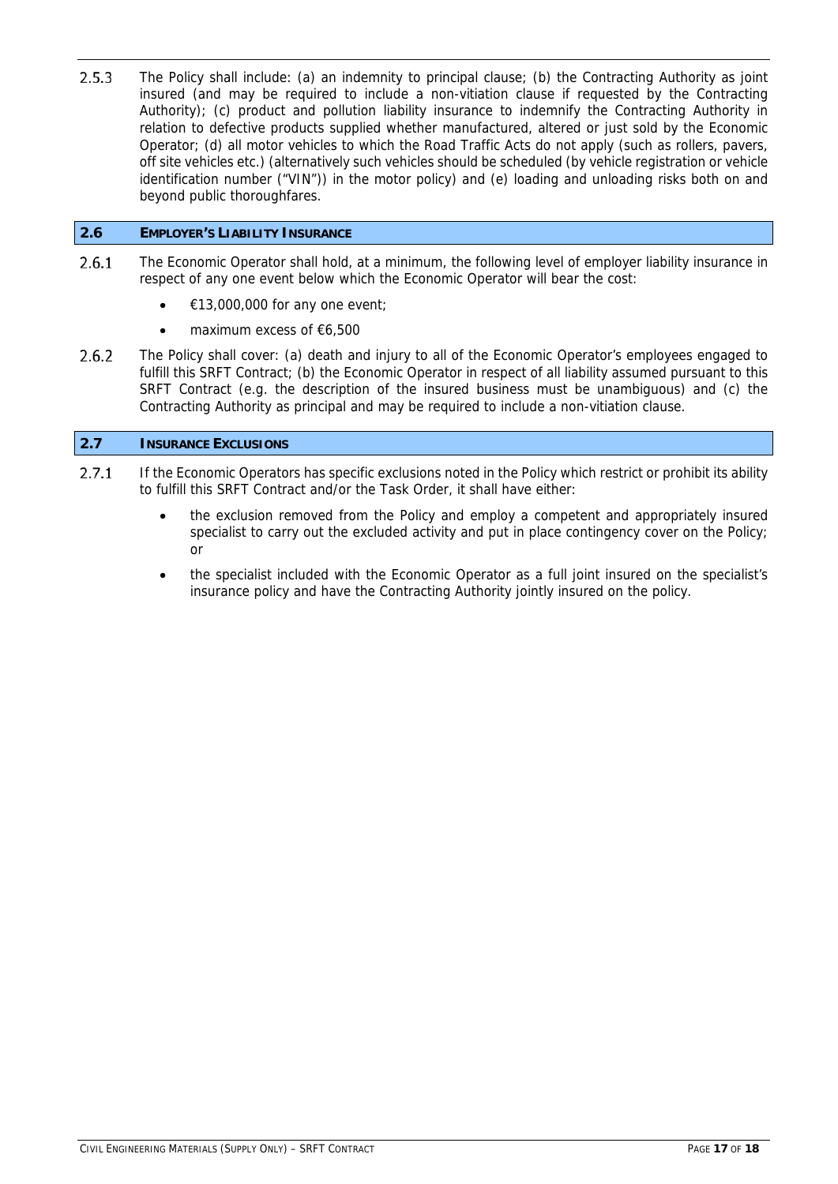2.5.3 The Policy shall include: (a) an indemnity to principal clause; (b) the Contracting Authority as joint insured (and may be required to include a non-vitiation clause if requested by the Contracting Authority); (c) product and pollution liability insurance to indemnify the Contracting Authority in relation to defective products supplied whether manufactured, altered or just sold by the Economic Operator; (d) all motor vehicles to which the Road Traffic Acts do not apply (such as rollers, pavers, off site vehicles etc.) (alternatively such vehicles should be scheduled (by vehicle registration or vehicle identification number ("VIN")) in the motor policy) and (e) loading and unloading risks both on and beyond public thoroughfares.

## 2.6 EMPLOYER'S LIABILITY INSURANCE

2.6.1 The Economic Operator shall hold, at a minimum, the following level of employer liability insurance in respect of any one event below which the Economic Operator will bear the cost:

- €13,000,000 for any one event;
- maximum excess of €6,500

2.6.2 The Policy shall cover: (a) death and injury to all of the Economic Operator's employees engaged to fulfill this SRFT Contract; (b) the Economic Operator in respect of all liability assumed pursuant to this SRFT Contract (e.g. the description of the insured business must be unambiguous) and (c) the Contracting Authority as principal and may be required to include a non-vitiation clause.

## 2.7 INSURANCE EXCLUSIONS

2.7.1 If the Economic Operators has specific exclusions noted in the Policy which restrict or prohibit its ability to fulfill this SRFT Contract and/or the Task Order, it shall have either:

- the exclusion removed from the Policy and employ a competent and appropriately insured specialist to carry out the excluded activity and put in place contingency cover on the Policy; or
- the specialist included with the Economic Operator as a full joint insured on the specialist's insurance policy and have the Contracting Authority jointly insured on the policy.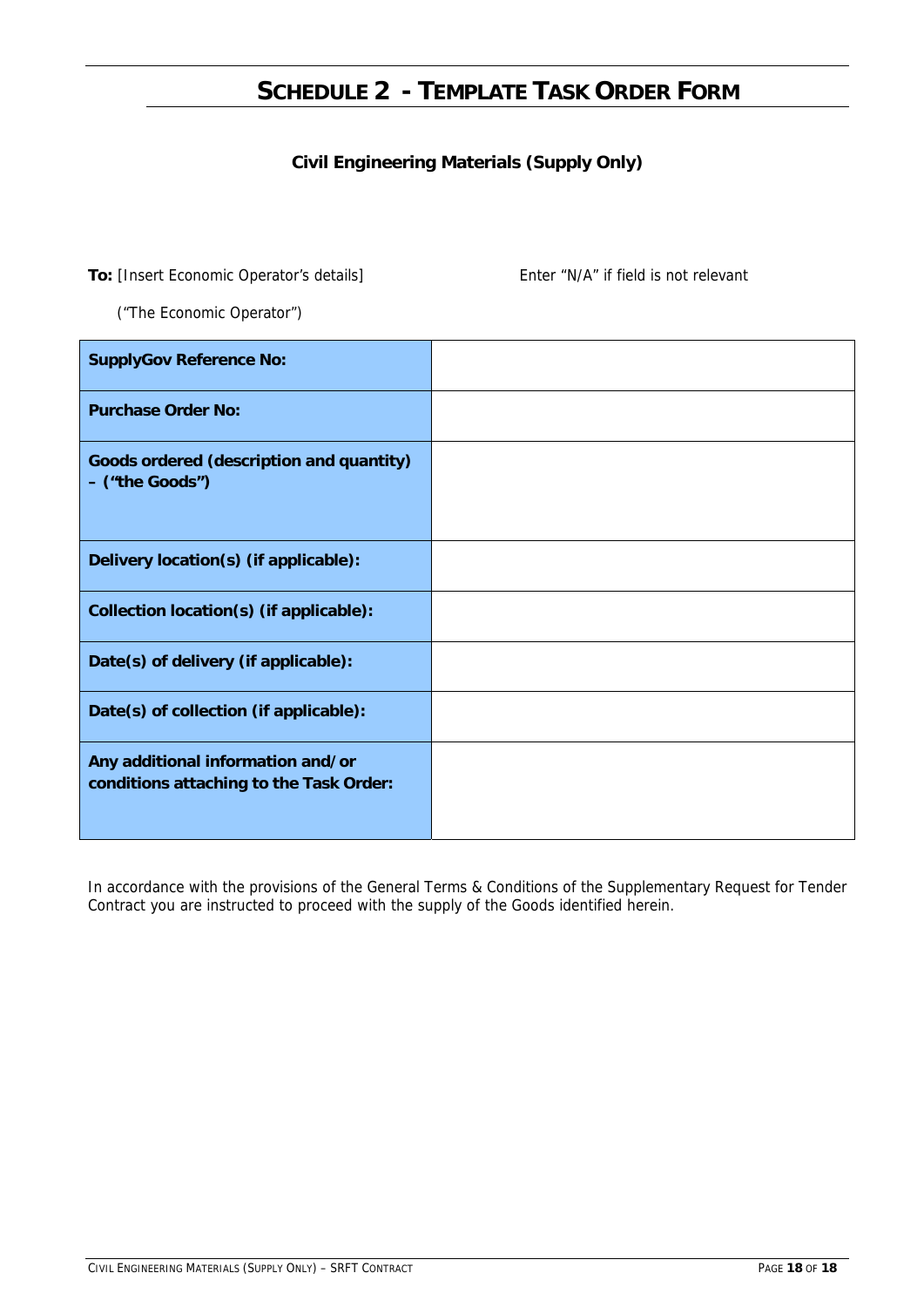# SCHEDULE 2 - TEMPLATE TASK ORDER FORM

**Civil Engineering Materials (Supply Only)**

**To:** [Insert Economic Operator's details] Enter "N/A" if field is not relevant

("The Economic Operator")

| | |
|---|---|
| **SupplyGov Reference No:** | |
| **Purchase Order No:** | |
| **Goods ordered (description and quantity) – ("the Goods")** | |
| **Delivery location(s) (if applicable):** | |
| **Collection location(s) (if applicable):** | |
| **Date(s) of delivery (if applicable):** | |
| **Date(s) of collection (if applicable):** | |
| **Any additional information and/or conditions attaching to the Task Order:** | |

In accordance with the provisions of the General Terms & Conditions of the Supplementary Request for Tender Contract you are instructed to proceed with the supply of the Goods identified herein.